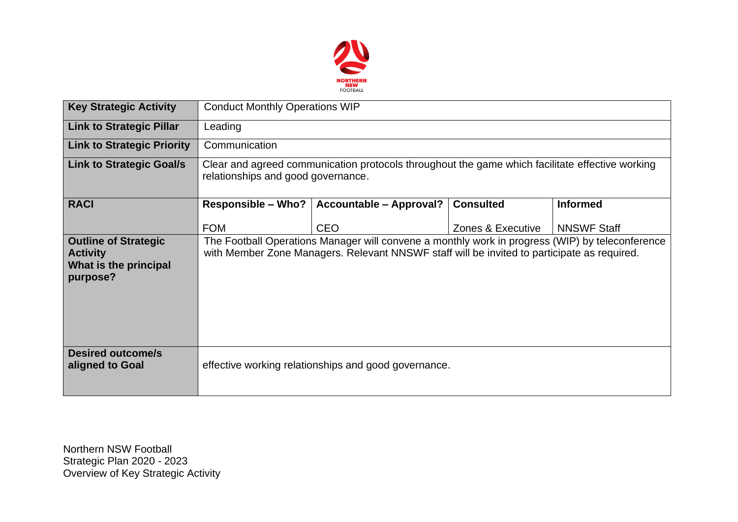NORTHERN NSW FOOTBALL

| Key Strategic Activity | Conduct Monthly Operations WIP | | | |
|---|---|---|---|---|
| **Link to Strategic Pillar** | Leading | | | |
| **Link to Strategic Priority** | Communication | | | |
| **Link to Strategic Goal/s** | Clear and agreed communication protocols throughout the game which facilitate effective working relationships and good governance. | | | |
| **RACI** | **Responsible – Who?**<br>FOM | **Accountable – Approval?**<br>CEO | **Consulted**<br>Zones & Executive | **Informed**<br>NNSWF Staff |
| **Outline of Strategic Activity What is the principal purpose?** | The Football Operations Manager will convene a monthly work in progress (WIP) by teleconference with Member Zone Managers. Relevant NNSWF staff will be invited to participate as required. | | | |
| **Desired outcome/s aligned to Goal** | effective working relationships and good governance. | | | |

Northern NSW Football
Strategic Plan 2020 - 2023
Overview of Key Strategic Activity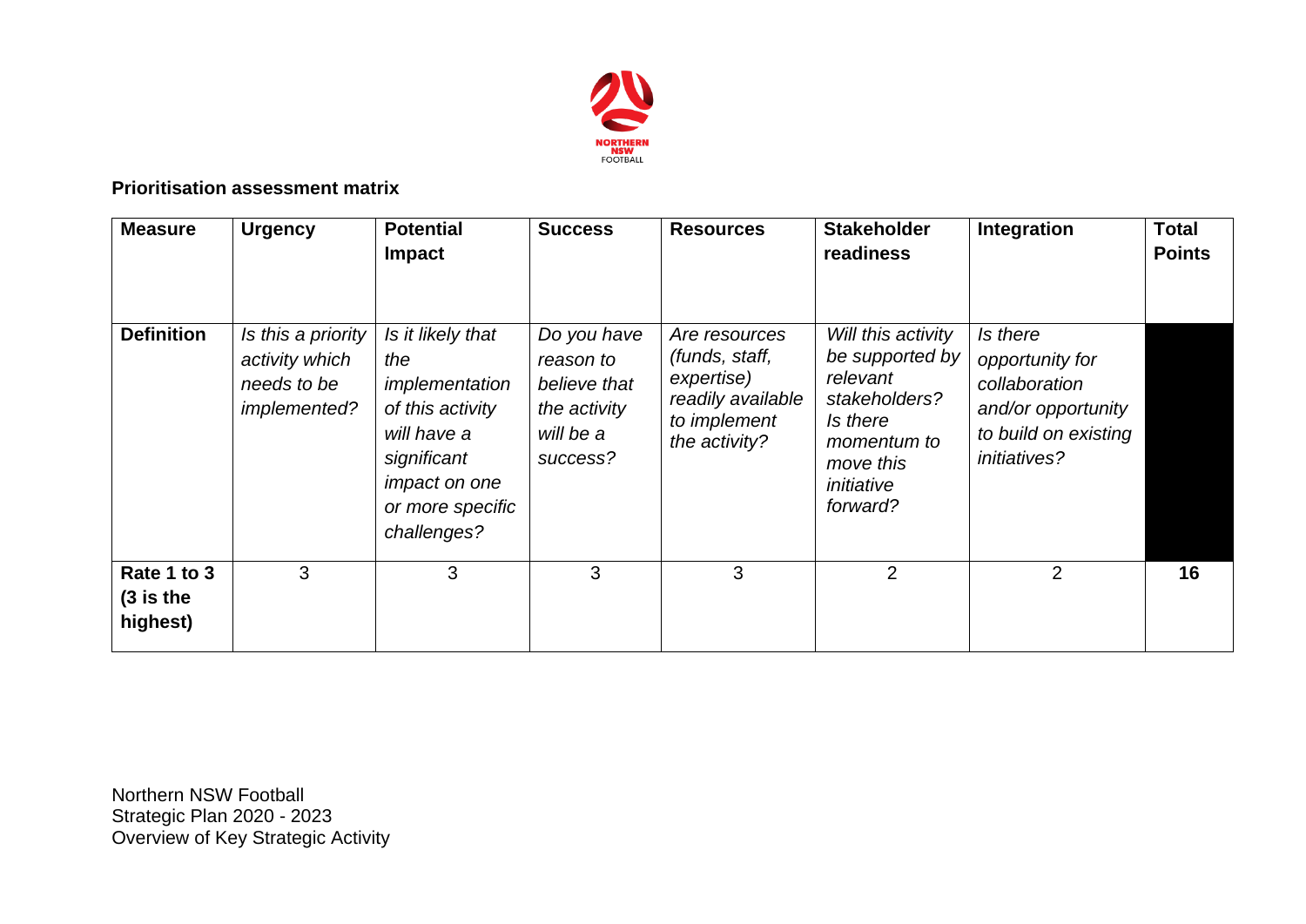**Prioritisation assessment matrix**

| Measure | Urgency | Potential Impact | Success | Resources | Stakeholder readiness | Integration | Total Points |
|---|---|---|---|---|---|---|---|
| **Definition** | *Is this a priority activity which needs to be implemented?* | *Is it likely that the implementation of this activity will have a significant impact on one or more specific challenges?* | *Do you have reason to believe that the activity will be a success?* | *Are resources (funds, staff, expertise) readily available to implement the activity?* | *Will this activity be supported by relevant stakeholders? Is there momentum to move this initiative forward?* | *Is there opportunity for collaboration and/or opportunity to build on existing initiatives?* | |
| **Rate 1 to 3 (3 is the highest)** | 3 | 3 | 3 | 3 | 2 | 2 | **16** |

Northern NSW Football
Strategic Plan 2020 - 2023
Overview of Key Strategic Activity